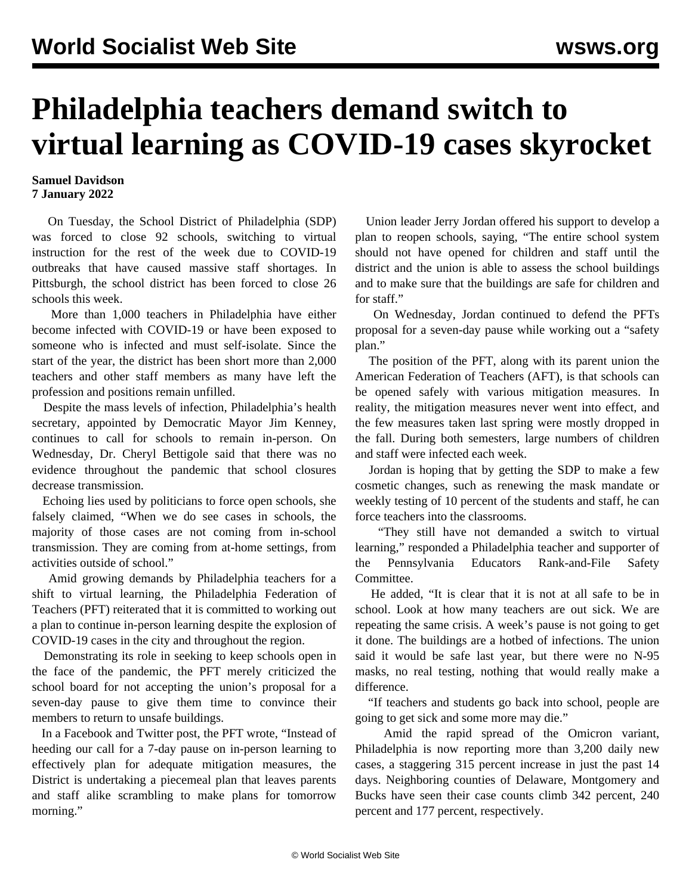# Philadelphia teachers demand switch to virtual learning as COVID-19 cases skyrocket

**Samuel Davidson**
**7 January 2022**

On Tuesday, the School District of Philadelphia (SDP) was forced to close 92 schools, switching to virtual instruction for the rest of the week due to COVID-19 outbreaks that have caused massive staff shortages. In Pittsburgh, the school district has been forced to close 26 schools this week.

More than 1,000 teachers in Philadelphia have either become infected with COVID-19 or have been exposed to someone who is infected and must self-isolate. Since the start of the year, the district has been short more than 2,000 teachers and other staff members as many have left the profession and positions remain unfilled.

Despite the mass levels of infection, Philadelphia's health secretary, appointed by Democratic Mayor Jim Kenney, continues to call for schools to remain in-person. On Wednesday, Dr. Cheryl Bettigole said that there was no evidence throughout the pandemic that school closures decrease transmission.

Echoing lies used by politicians to force open schools, she falsely claimed, "When we do see cases in schools, the majority of those cases are not coming from in-school transmission. They are coming from at-home settings, from activities outside of school."

Amid growing demands by Philadelphia teachers for a shift to virtual learning, the Philadelphia Federation of Teachers (PFT) reiterated that it is committed to working out a plan to continue in-person learning despite the explosion of COVID-19 cases in the city and throughout the region.

Demonstrating its role in seeking to keep schools open in the face of the pandemic, the PFT merely criticized the school board for not accepting the union's proposal for a seven-day pause to give them time to convince their members to return to unsafe buildings.

In a Facebook and Twitter post, the PFT wrote, "Instead of heeding our call for a 7-day pause on in-person learning to effectively plan for adequate mitigation measures, the District is undertaking a piecemeal plan that leaves parents and staff alike scrambling to make plans for tomorrow morning."

Union leader Jerry Jordan offered his support to develop a plan to reopen schools, saying, "The entire school system should not have opened for children and staff until the district and the union is able to assess the school buildings and to make sure that the buildings are safe for children and for staff."

On Wednesday, Jordan continued to defend the PFTs proposal for a seven-day pause while working out a "safety plan."

The position of the PFT, along with its parent union the American Federation of Teachers (AFT), is that schools can be opened safely with various mitigation measures. In reality, the mitigation measures never went into effect, and the few measures taken last spring were mostly dropped in the fall. During both semesters, large numbers of children and staff were infected each week.

Jordan is hoping that by getting the SDP to make a few cosmetic changes, such as renewing the mask mandate or weekly testing of 10 percent of the students and staff, he can force teachers into the classrooms.

"They still have not demanded a switch to virtual learning," responded a Philadelphia teacher and supporter of the Pennsylvania Educators Rank-and-File Safety Committee.

He added, "It is clear that it is not at all safe to be in school. Look at how many teachers are out sick. We are repeating the same crisis. A week's pause is not going to get it done. The buildings are a hotbed of infections. The union said it would be safe last year, but there were no N-95 masks, no real testing, nothing that would really make a difference.

"If teachers and students go back into school, people are going to get sick and some more may die."

Amid the rapid spread of the Omicron variant, Philadelphia is now reporting more than 3,200 daily new cases, a staggering 315 percent increase in just the past 14 days. Neighboring counties of Delaware, Montgomery and Bucks have seen their case counts climb 342 percent, 240 percent and 177 percent, respectively.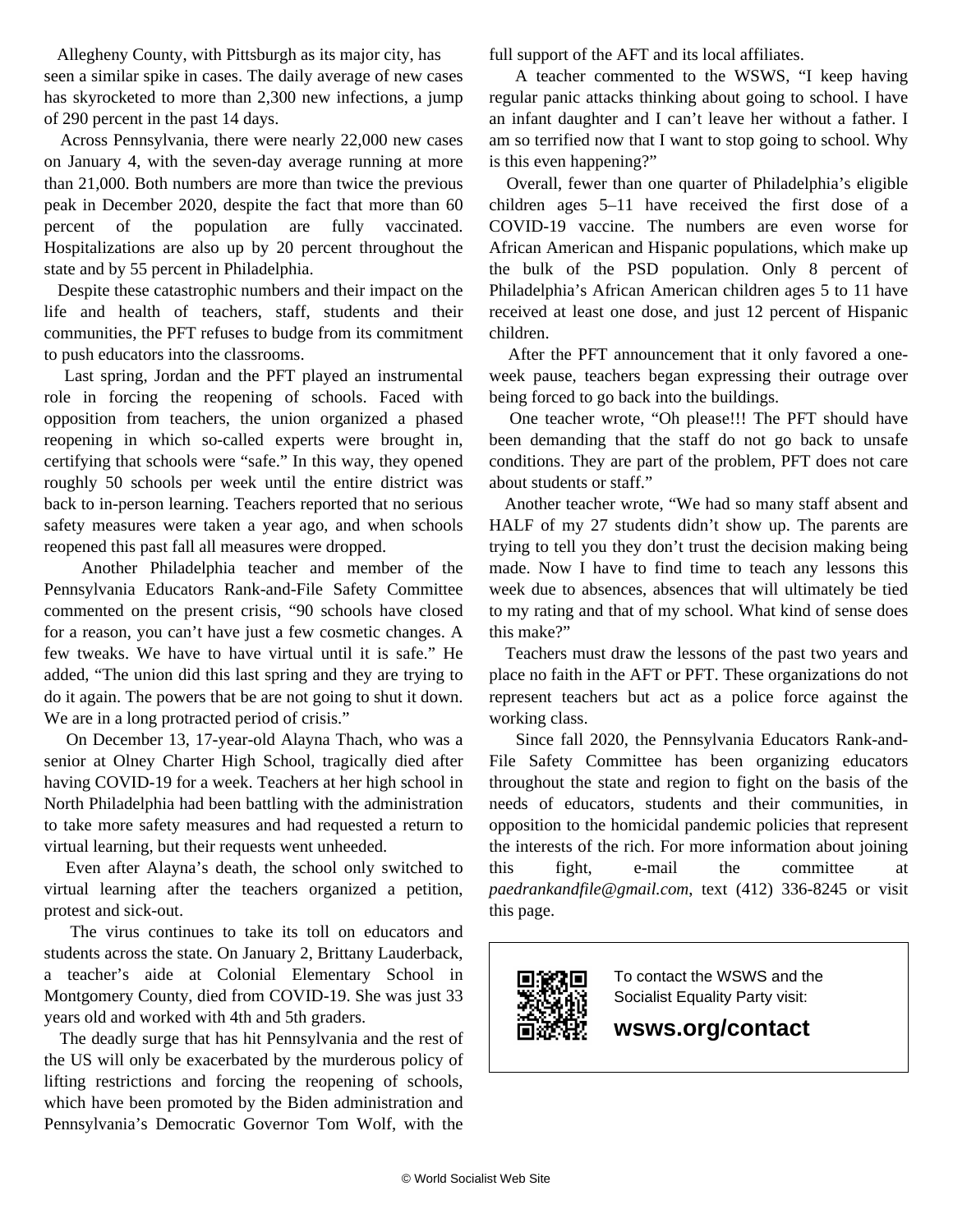Allegheny County, with Pittsburgh as its major city, has seen a similar spike in cases. The daily average of new cases has skyrocketed to more than 2,300 new infections, a jump of 290 percent in the past 14 days.

Across Pennsylvania, there were nearly 22,000 new cases on January 4, with the seven-day average running at more than 21,000. Both numbers are more than twice the previous peak in December 2020, despite the fact that more than 60 percent of the population are fully vaccinated. Hospitalizations are also up by 20 percent throughout the state and by 55 percent in Philadelphia.

Despite these catastrophic numbers and their impact on the life and health of teachers, staff, students and their communities, the PFT refuses to budge from its commitment to push educators into the classrooms.

Last spring, Jordan and the PFT played an instrumental role in forcing the reopening of schools. Faced with opposition from teachers, the union organized a phased reopening in which so-called experts were brought in, certifying that schools were "safe." In this way, they opened roughly 50 schools per week until the entire district was back to in-person learning. Teachers reported that no serious safety measures were taken a year ago, and when schools reopened this past fall all measures were dropped.

Another Philadelphia teacher and member of the Pennsylvania Educators Rank-and-File Safety Committee commented on the present crisis, "90 schools have closed for a reason, you can't have just a few cosmetic changes. A few tweaks. We have to have virtual until it is safe." He added, "The union did this last spring and they are trying to do it again. The powers that be are not going to shut it down. We are in a long protracted period of crisis."

On December 13, 17-year-old Alayna Thach, who was a senior at Olney Charter High School, tragically died after having COVID-19 for a week. Teachers at her high school in North Philadelphia had been battling with the administration to take more safety measures and had requested a return to virtual learning, but their requests went unheeded.

Even after Alayna's death, the school only switched to virtual learning after the teachers organized a petition, protest and sick-out.

The virus continues to take its toll on educators and students across the state. On January 2, Brittany Lauderback, a teacher's aide at Colonial Elementary School in Montgomery County, died from COVID-19. She was just 33 years old and worked with 4th and 5th graders.

The deadly surge that has hit Pennsylvania and the rest of the US will only be exacerbated by the murderous policy of lifting restrictions and forcing the reopening of schools, which have been promoted by the Biden administration and Pennsylvania's Democratic Governor Tom Wolf, with the full support of the AFT and its local affiliates.

A teacher commented to the WSWS, "I keep having regular panic attacks thinking about going to school. I have an infant daughter and I can't leave her without a father. I am so terrified now that I want to stop going to school. Why is this even happening?"

Overall, fewer than one quarter of Philadelphia's eligible children ages 5–11 have received the first dose of a COVID-19 vaccine. The numbers are even worse for African American and Hispanic populations, which make up the bulk of the PSD population. Only 8 percent of Philadelphia's African American children ages 5 to 11 have received at least one dose, and just 12 percent of Hispanic children.

After the PFT announcement that it only favored a one-week pause, teachers began expressing their outrage over being forced to go back into the buildings.

One teacher wrote, "Oh please!!! The PFT should have been demanding that the staff do not go back to unsafe conditions. They are part of the problem, PFT does not care about students or staff."

Another teacher wrote, "We had so many staff absent and HALF of my 27 students didn't show up. The parents are trying to tell you they don't trust the decision making being made. Now I have to find time to teach any lessons this week due to absences, absences that will ultimately be tied to my rating and that of my school. What kind of sense does this make?"

Teachers must draw the lessons of the past two years and place no faith in the AFT or PFT. These organizations do not represent teachers but act as a police force against the working class.

Since fall 2020, the Pennsylvania Educators Rank-and-File Safety Committee has been organizing educators throughout the state and region to fight on the basis of the needs of educators, students and their communities, in opposition to the homicidal pandemic policies that represent the interests of the rich. For more information about joining this fight, e-mail the committee at *paedrankandfile@gmail.com*, text (412) 336-8245 or visit this page.

To contact the WSWS and the Socialist Equality Party visit:

**wsws.org/contact**